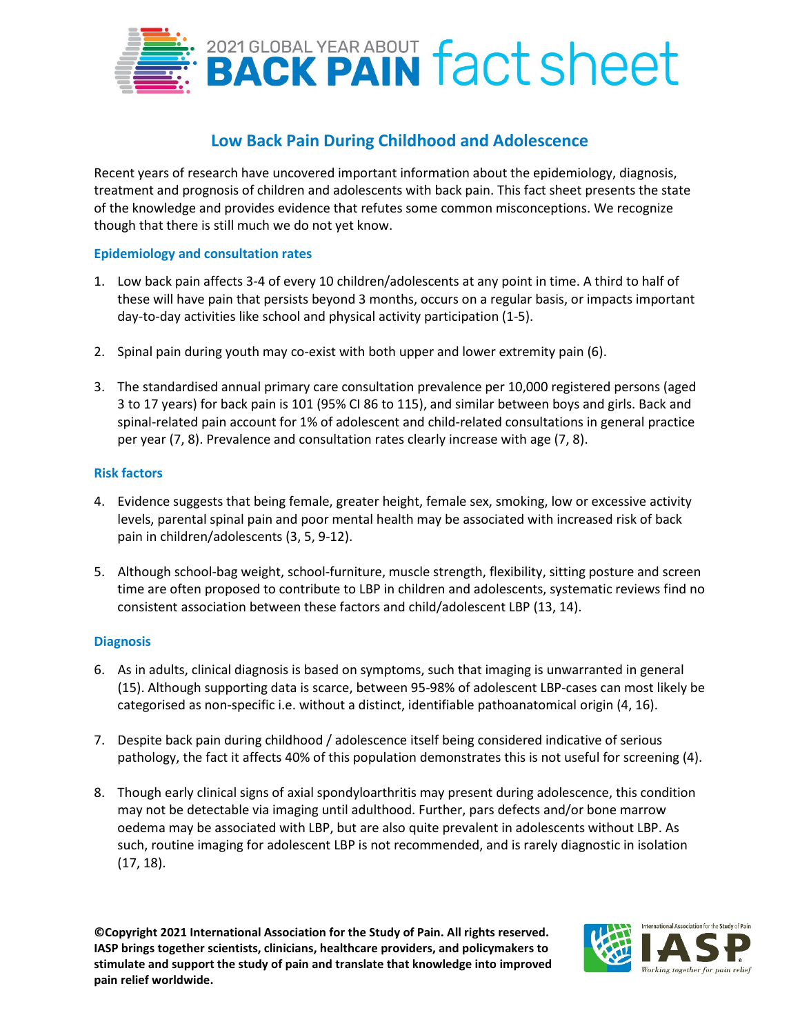# 2021 GLOBAL YEAR ABOUT BACK PAIN fact sheet

## Low Back Pain During Childhood and Adolescence

Recent years of research have uncovered important information about the epidemiology, diagnosis, treatment and prognosis of children and adolescents with back pain. This fact sheet presents the state of the knowledge and provides evidence that refutes some common misconceptions. We recognize though that there is still much we do not yet know.

### Epidemiology and consultation rates

1. Low back pain affects 3-4 of every 10 children/adolescents at any point in time. A third to half of these will have pain that persists beyond 3 months, occurs on a regular basis, or impacts important day-to-day activities like school and physical activity participation (1-5).

2. Spinal pain during youth may co-exist with both upper and lower extremity pain (6).

3. The standardised annual primary care consultation prevalence per 10,000 registered persons (aged 3 to 17 years) for back pain is 101 (95% CI 86 to 115), and similar between boys and girls. Back and spinal-related pain account for 1% of adolescent and child-related consultations in general practice per year (7, 8). Prevalence and consultation rates clearly increase with age (7, 8).

### Risk factors

4. Evidence suggests that being female, greater height, female sex, smoking, low or excessive activity levels, parental spinal pain and poor mental health may be associated with increased risk of back pain in children/adolescents (3, 5, 9-12).

5. Although school-bag weight, school-furniture, muscle strength, flexibility, sitting posture and screen time are often proposed to contribute to LBP in children and adolescents, systematic reviews find no consistent association between these factors and child/adolescent LBP (13, 14).

### Diagnosis

6. As in adults, clinical diagnosis is based on symptoms, such that imaging is unwarranted in general (15). Although supporting data is scarce, between 95-98% of adolescent LBP-cases can most likely be categorised as non-specific i.e. without a distinct, identifiable pathoanatomical origin (4, 16).

7. Despite back pain during childhood / adolescence itself being considered indicative of serious pathology, the fact it affects 40% of this population demonstrates this is not useful for screening (4).

8. Though early clinical signs of axial spondyloarthritis may present during adolescence, this condition may not be detectable via imaging until adulthood. Further, pars defects and/or bone marrow oedema may be associated with LBP, but are also quite prevalent in adolescents without LBP. As such, routine imaging for adolescent LBP is not recommended, and is rarely diagnostic in isolation (17, 18).

**©Copyright 2021 International Association for the Study of Pain. All rights reserved. IASP brings together scientists, clinicians, healthcare providers, and policymakers to stimulate and support the study of pain and translate that knowledge into improved pain relief worldwide.**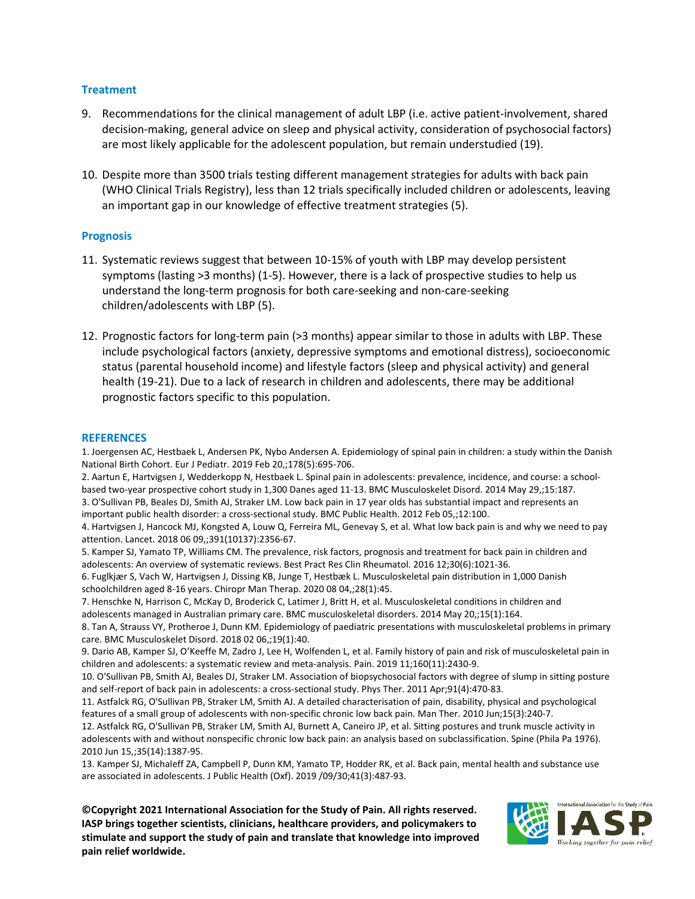## Treatment

9. Recommendations for the clinical management of adult LBP (i.e. active patient-involvement, shared decision-making, general advice on sleep and physical activity, consideration of psychosocial factors) are most likely applicable for the adolescent population, but remain understudied (19).

10. Despite more than 3500 trials testing different management strategies for adults with back pain (WHO Clinical Trials Registry), less than 12 trials specifically included children or adolescents, leaving an important gap in our knowledge of effective treatment strategies (5).

## Prognosis

11. Systematic reviews suggest that between 10-15% of youth with LBP may develop persistent symptoms (lasting >3 months) (1-5). However, there is a lack of prospective studies to help us understand the long-term prognosis for both care-seeking and non-care-seeking children/adolescents with LBP (5).

12. Prognostic factors for long-term pain (>3 months) appear similar to those in adults with LBP. These include psychological factors (anxiety, depressive symptoms and emotional distress), socioeconomic status (parental household income) and lifestyle factors (sleep and physical activity) and general health (19-21). Due to a lack of research in children and adolescents, there may be additional prognostic factors specific to this population.

## REFERENCES

1. Joergensen AC, Hestbaek L, Andersen PK, Nybo Andersen A. Epidemiology of spinal pain in children: a study within the Danish National Birth Cohort. Eur J Pediatr. 2019 Feb 20,;178(5):695-706.
2. Aartun E, Hartvigsen J, Wedderkopp N, Hestbaek L. Spinal pain in adolescents: prevalence, incidence, and course: a school-based two-year prospective cohort study in 1,300 Danes aged 11-13. BMC Musculoskelet Disord. 2014 May 29,;15:187.
3. O'Sullivan PB, Beales DJ, Smith AJ, Straker LM. Low back pain in 17 year olds has substantial impact and represents an important public health disorder: a cross-sectional study. BMC Public Health. 2012 Feb 05,;12:100.
4. Hartvigsen J, Hancock MJ, Kongsted A, Louw Q, Ferreira ML, Genevay S, et al. What low back pain is and why we need to pay attention. Lancet. 2018 06 09,;391(10137):2356-67.
5. Kamper SJ, Yamato TP, Williams CM. The prevalence, risk factors, prognosis and treatment for back pain in children and adolescents: An overview of systematic reviews. Best Pract Res Clin Rheumatol. 2016 12;30(6):1021-36.
6. Fuglkjær S, Vach W, Hartvigsen J, Dissing KB, Junge T, Hestbæk L. Musculoskeletal pain distribution in 1,000 Danish schoolchildren aged 8-16 years. Chiropr Man Therap. 2020 08 04,;28(1):45.
7. Henschke N, Harrison C, McKay D, Broderick C, Latimer J, Britt H, et al. Musculoskeletal conditions in children and adolescents managed in Australian primary care. BMC musculoskeletal disorders. 2014 May 20,;15(1):164.
8. Tan A, Strauss VY, Protheroe J, Dunn KM. Epidemiology of paediatric presentations with musculoskeletal problems in primary care. BMC Musculoskelet Disord. 2018 02 06,;19(1):40.
9. Dario AB, Kamper SJ, O'Keeffe M, Zadro J, Lee H, Wolfenden L, et al. Family history of pain and risk of musculoskeletal pain in children and adolescents: a systematic review and meta-analysis. Pain. 2019 11;160(11):2430-9.
10. O'Sullivan PB, Smith AJ, Beales DJ, Straker LM. Association of biopsychosocial factors with degree of slump in sitting posture and self-report of back pain in adolescents: a cross-sectional study. Phys Ther. 2011 Apr;91(4):470-83.
11. Astfalck RG, O'Sullivan PB, Straker LM, Smith AJ. A detailed characterisation of pain, disability, physical and psychological features of a small group of adolescents with non-specific chronic low back pain. Man Ther. 2010 Jun;15(3):240-7.
12. Astfalck RG, O'Sullivan PB, Straker LM, Smith AJ, Burnett A, Caneiro JP, et al. Sitting postures and trunk muscle activity in adolescents with and without nonspecific chronic low back pain: an analysis based on subclassification. Spine (Phila Pa 1976). 2010 Jun 15,;35(14):1387-95.
13. Kamper SJ, Michaleff ZA, Campbell P, Dunn KM, Yamato TP, Hodder RK, et al. Back pain, mental health and substance use are associated in adolescents. J Public Health (Oxf). 2019 /09/30;41(3):487-93.

**©Copyright 2021 International Association for the Study of Pain. All rights reserved. IASP brings together scientists, clinicians, healthcare providers, and policymakers to stimulate and support the study of pain and translate that knowledge into improved pain relief worldwide.**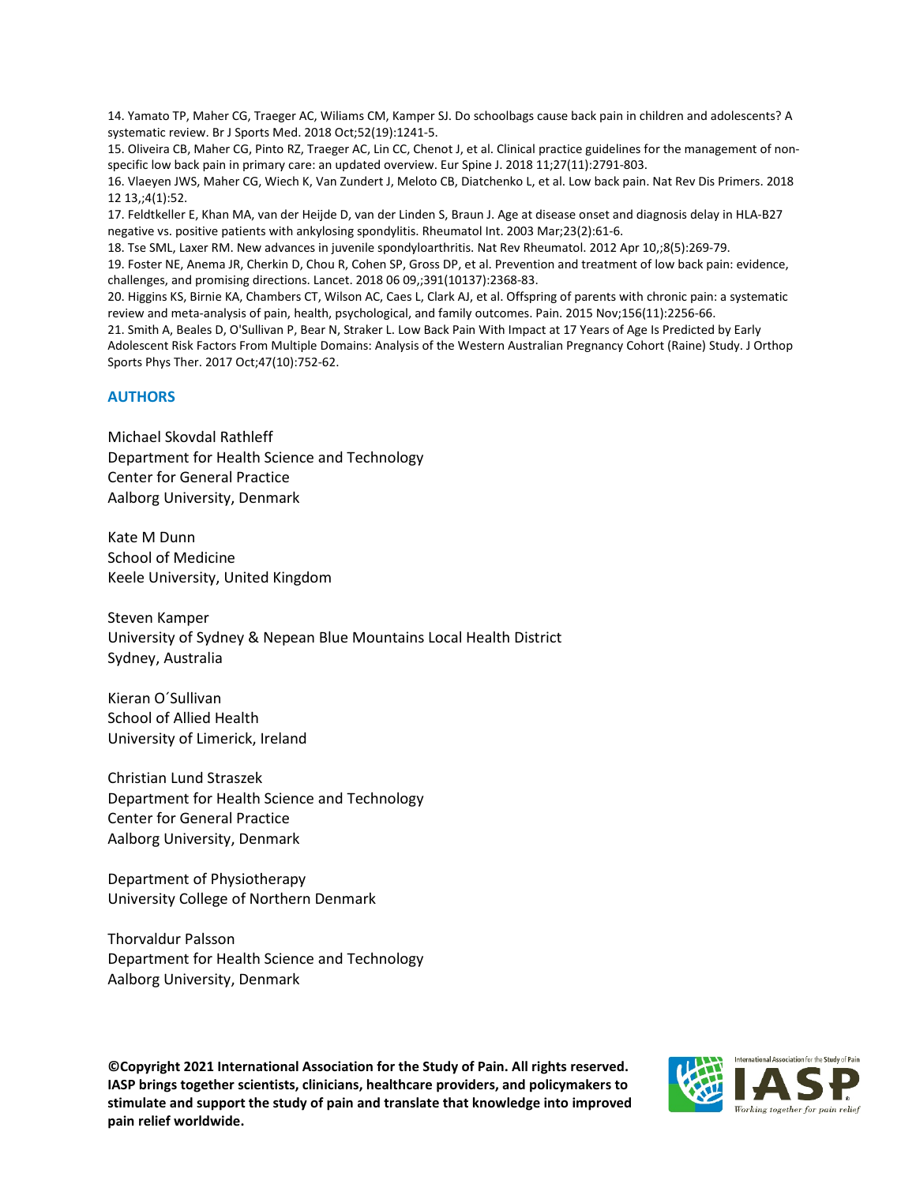14. Yamato TP, Maher CG, Traeger AC, Wiliams CM, Kamper SJ. Do schoolbags cause back pain in children and adolescents? A systematic review. Br J Sports Med. 2018 Oct;52(19):1241-5.
15. Oliveira CB, Maher CG, Pinto RZ, Traeger AC, Lin CC, Chenot J, et al. Clinical practice guidelines for the management of non-specific low back pain in primary care: an updated overview. Eur Spine J. 2018 11;27(11):2791-803.
16. Vlaeyen JWS, Maher CG, Wiech K, Van Zundert J, Meloto CB, Diatchenko L, et al. Low back pain. Nat Rev Dis Primers. 2018 12 13,;4(1):52.
17. Feldtkeller E, Khan MA, van der Heijde D, van der Linden S, Braun J. Age at disease onset and diagnosis delay in HLA-B27 negative vs. positive patients with ankylosing spondylitis. Rheumatol Int. 2003 Mar;23(2):61-6.
18. Tse SML, Laxer RM. New advances in juvenile spondyloarthritis. Nat Rev Rheumatol. 2012 Apr 10,;8(5):269-79.
19. Foster NE, Anema JR, Cherkin D, Chou R, Cohen SP, Gross DP, et al. Prevention and treatment of low back pain: evidence, challenges, and promising directions. Lancet. 2018 06 09,;391(10137):2368-83.
20. Higgins KS, Birnie KA, Chambers CT, Wilson AC, Caes L, Clark AJ, et al. Offspring of parents with chronic pain: a systematic review and meta-analysis of pain, health, psychological, and family outcomes. Pain. 2015 Nov;156(11):2256-66.
21. Smith A, Beales D, O'Sullivan P, Bear N, Straker L. Low Back Pain With Impact at 17 Years of Age Is Predicted by Early Adolescent Risk Factors From Multiple Domains: Analysis of the Western Australian Pregnancy Cohort (Raine) Study. J Orthop Sports Phys Ther. 2017 Oct;47(10):752-62.

## AUTHORS

Michael Skovdal Rathleff
Department for Health Science and Technology
Center for General Practice
Aalborg University, Denmark

Kate M Dunn
School of Medicine
Keele University, United Kingdom

Steven Kamper
University of Sydney & Nepean Blue Mountains Local Health District
Sydney, Australia

Kieran O´Sullivan
School of Allied Health
University of Limerick, Ireland

Christian Lund Straszek
Department for Health Science and Technology
Center for General Practice
Aalborg University, Denmark

Department of Physiotherapy
University College of Northern Denmark

Thorvaldur Palsson
Department for Health Science and Technology
Aalborg University, Denmark

**©Copyright 2021 International Association for the Study of Pain. All rights reserved. IASP brings together scientists, clinicians, healthcare providers, and policymakers to stimulate and support the study of pain and translate that knowledge into improved pain relief worldwide.**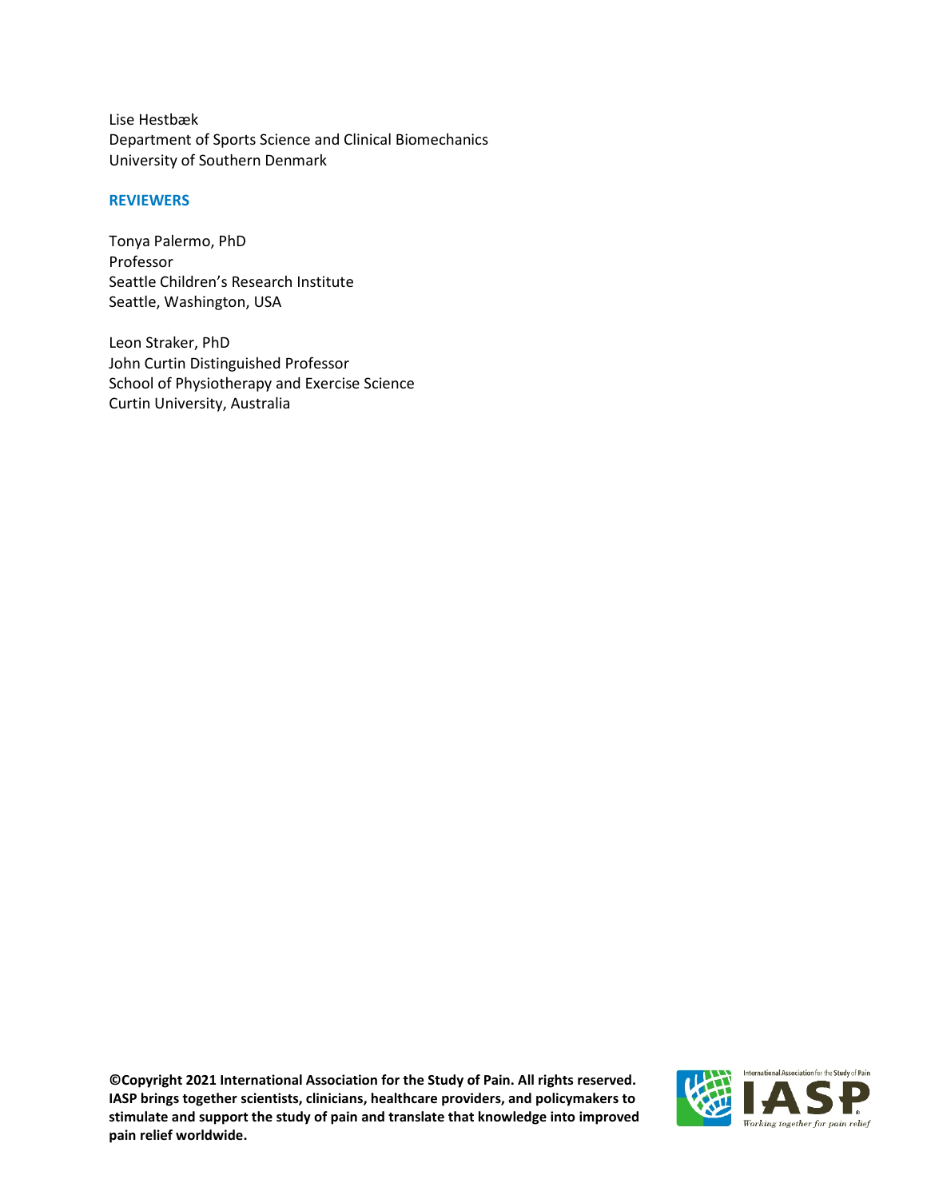Lise Hestbæk
Department of Sports Science and Clinical Biomechanics
University of Southern Denmark

### REVIEWERS

Tonya Palermo, PhD
Professor
Seattle Children's Research Institute
Seattle, Washington, USA

Leon Straker, PhD
John Curtin Distinguished Professor
School of Physiotherapy and Exercise Science
Curtin University, Australia

**©Copyright 2021 International Association for the Study of Pain. All rights reserved. IASP brings together scientists, clinicians, healthcare providers, and policymakers to stimulate and support the study of pain and translate that knowledge into improved pain relief worldwide.**